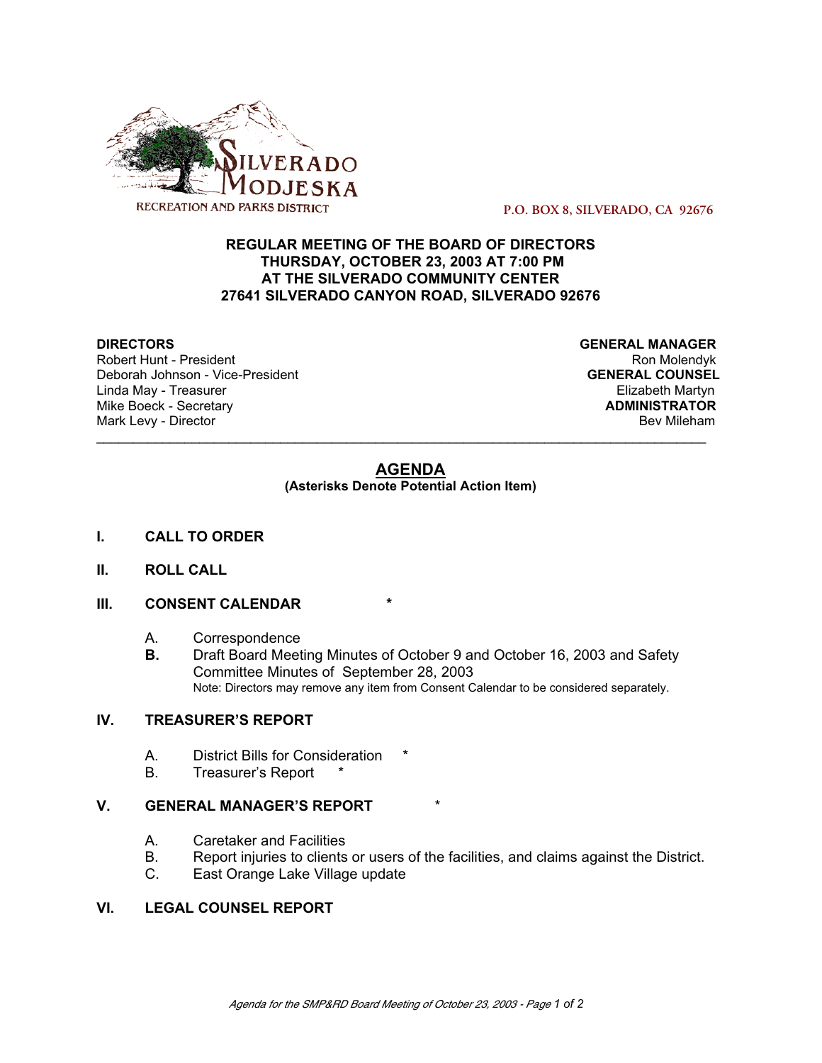SILVERADO MODJESKA

RECREATION AND PARKS DISTRICT

P.O. BOX 8, SILVERADO, CA 92676

**REGULAR MEETING OF THE BOARD OF DIRECTORS**
**THURSDAY, OCTOBER 23, 2003 AT 7:00 PM**
**AT THE SILVERADO COMMUNITY CENTER**
**27641 SILVERADO CANYON ROAD, SILVERADO 92676**

**DIRECTORS**
Robert Hunt - President
Deborah Johnson - Vice-President
Linda May - Treasurer
Mike Boeck - Secretary
Mark Levy - Director

**GENERAL MANAGER**
Ron Molendyk
**GENERAL COUNSEL**
Elizabeth Martyn
**ADMINISTRATOR**
Bev Mileham

---

## AGENDA

**(Asterisks Denote Potential Action Item)**

**I. CALL TO ORDER**

**II. ROLL CALL**

**III. CONSENT CALENDAR** *

A. Correspondence
**B.** Draft Board Meeting Minutes of October 9 and October 16, 2003 and Safety Committee Minutes of September 28, 2003
Note: Directors may remove any item from Consent Calendar to be considered separately.

**IV. TREASURER'S REPORT**

A. District Bills for Consideration *
B. Treasurer's Report *

**V. GENERAL MANAGER'S REPORT** *

A. Caretaker and Facilities
B. Report injuries to clients or users of the facilities, and claims against the District.
C. East Orange Lake Village update

**VI. LEGAL COUNSEL REPORT**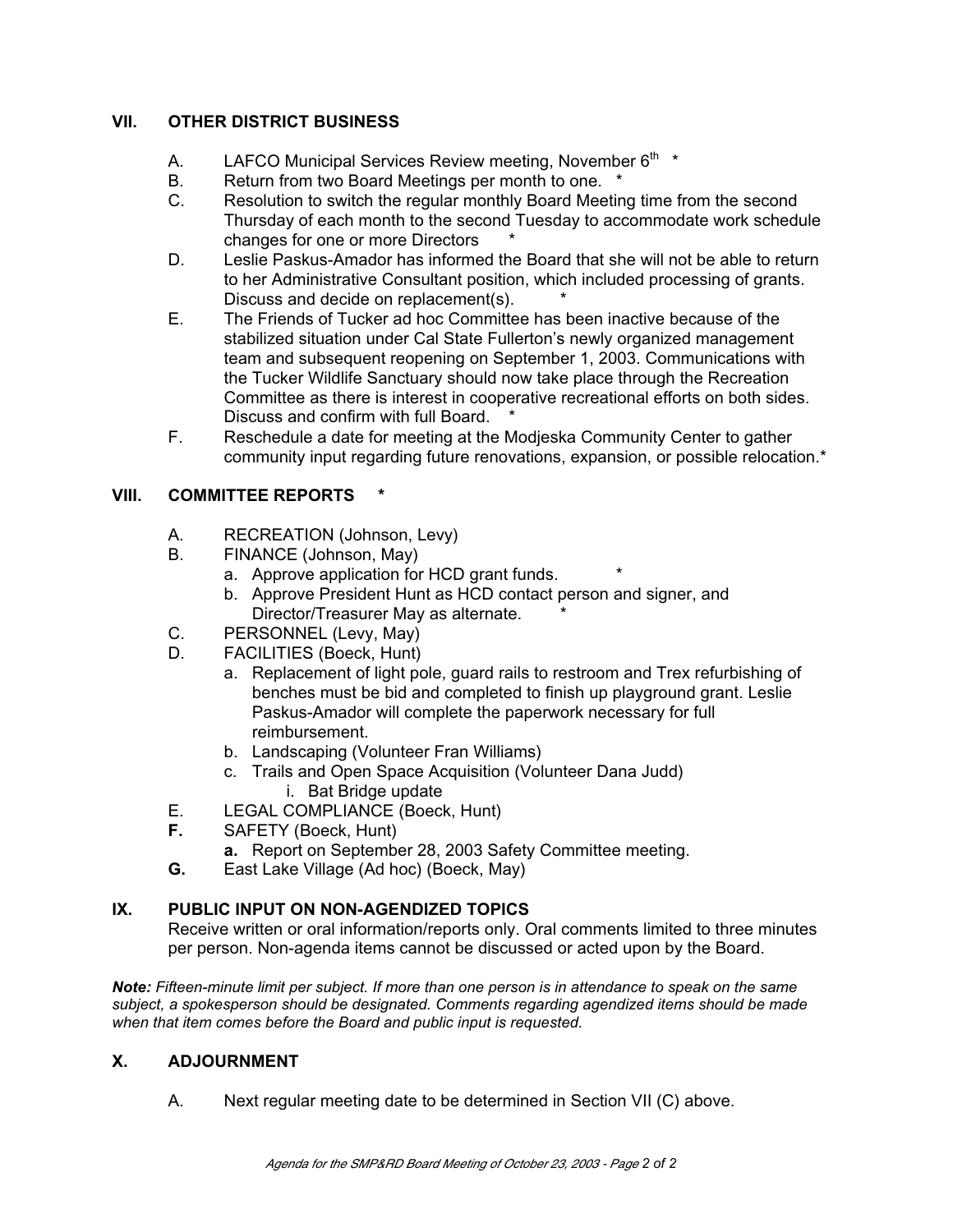## VII. OTHER DISTRICT BUSINESS

A. LAFCO Municipal Services Review meeting, November 6th *

B. Return from two Board Meetings per month to one. *

C. Resolution to switch the regular monthly Board Meeting time from the second Thursday of each month to the second Tuesday to accommodate work schedule changes for one or more Directors *

D. Leslie Paskus-Amador has informed the Board that she will not be able to return to her Administrative Consultant position, which included processing of grants. Discuss and decide on replacement(s). *

E. The Friends of Tucker ad hoc Committee has been inactive because of the stabilized situation under Cal State Fullerton's newly organized management team and subsequent reopening on September 1, 2003. Communications with the Tucker Wildlife Sanctuary should now take place through the Recreation Committee as there is interest in cooperative recreational efforts on both sides. Discuss and confirm with full Board. *

F. Reschedule a date for meeting at the Modjeska Community Center to gather community input regarding future renovations, expansion, or possible relocation.*

## VIII. COMMITTEE REPORTS *

A. RECREATION (Johnson, Levy)

B. FINANCE (Johnson, May)
   - a. Approve application for HCD grant funds. *
   - b. Approve President Hunt as HCD contact person and signer, and Director/Treasurer May as alternate. *

C. PERSONNEL (Levy, May)

D. FACILITIES (Boeck, Hunt)
   - a. Replacement of light pole, guard rails to restroom and Trex refurbishing of benches must be bid and completed to finish up playground grant. Leslie Paskus-Amador will complete the paperwork necessary for full reimbursement.
   - b. Landscaping (Volunteer Fran Williams)
   - c. Trails and Open Space Acquisition (Volunteer Dana Judd)
     - i. Bat Bridge update

E. LEGAL COMPLIANCE (Boeck, Hunt)

**F.** SAFETY (Boeck, Hunt)
   - **a.** Report on September 28, 2003 Safety Committee meeting.

**G.** East Lake Village (Ad hoc) (Boeck, May)

## IX. PUBLIC INPUT ON NON-AGENDIZED TOPICS

Receive written or oral information/reports only. Oral comments limited to three minutes per person. Non-agenda items cannot be discussed or acted upon by the Board.

***Note:*** *Fifteen-minute limit per subject. If more than one person is in attendance to speak on the same subject, a spokesperson should be designated. Comments regarding agendized items should be made when that item comes before the Board and public input is requested.*

## X. ADJOURNMENT

A. Next regular meeting date to be determined in Section VII (C) above.